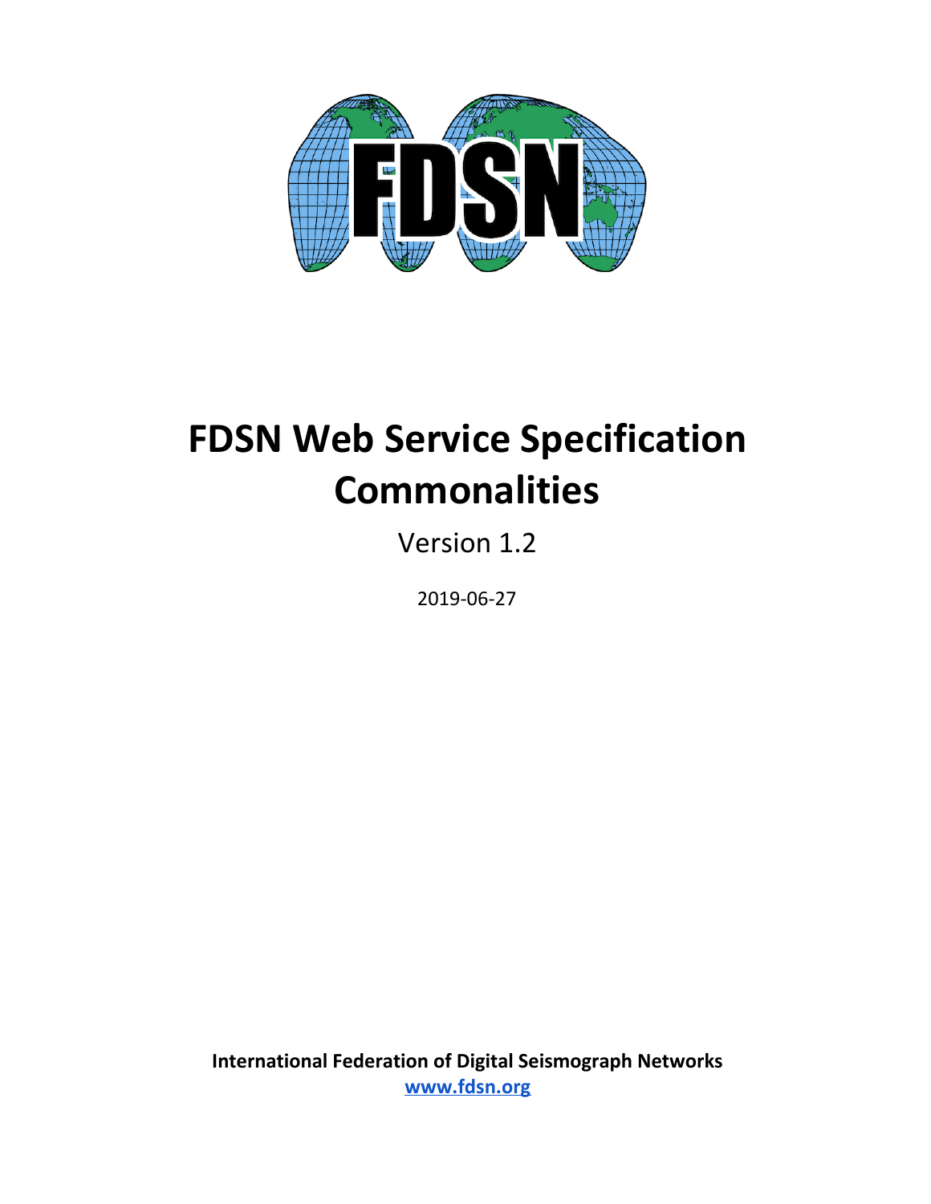# FDSN Web Service Specification Commonalities

Version 1.2

2019-06-27

**International Federation of Digital Seismograph Networks**
**www.fdsn.org**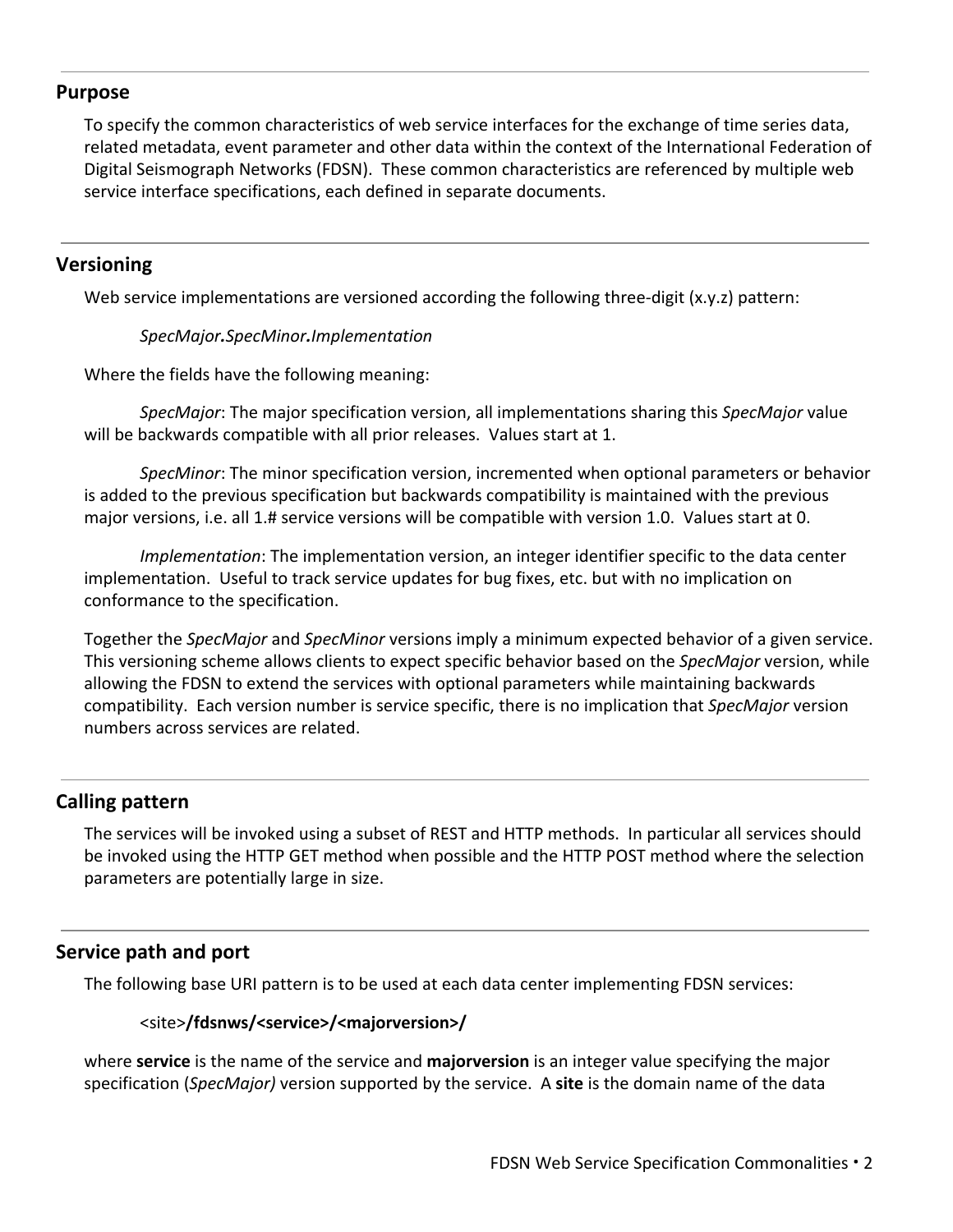## Purpose

To specify the common characteristics of web service interfaces for the exchange of time series data, related metadata, event parameter and other data within the context of the International Federation of Digital Seismograph Networks (FDSN). These common characteristics are referenced by multiple web service interface specifications, each defined in separate documents.

## Versioning

Web service implementations are versioned according the following three-digit (x.y.z) pattern:

> *SpecMajor***.***SpecMinor***.***Implementation*

Where the fields have the following meaning:

*SpecMajor*: The major specification version, all implementations sharing this *SpecMajor* value will be backwards compatible with all prior releases. Values start at 1.

*SpecMinor*: The minor specification version, incremented when optional parameters or behavior is added to the previous specification but backwards compatibility is maintained with the previous major versions, i.e. all 1.# service versions will be compatible with version 1.0. Values start at 0.

*Implementation*: The implementation version, an integer identifier specific to the data center implementation. Useful to track service updates for bug fixes, etc. but with no implication on conformance to the specification.

Together the *SpecMajor* and *SpecMinor* versions imply a minimum expected behavior of a given service. This versioning scheme allows clients to expect specific behavior based on the *SpecMajor* version, while allowing the FDSN to extend the services with optional parameters while maintaining backwards compatibility. Each version number is service specific, there is no implication that *SpecMajor* version numbers across services are related.

## Calling pattern

The services will be invoked using a subset of REST and HTTP methods. In particular all services should be invoked using the HTTP GET method when possible and the HTTP POST method where the selection parameters are potentially large in size.

## Service path and port

The following base URI pattern is to be used at each data center implementing FDSN services:

> <site>**/fdsnws/<service>/<majorversion>/**

where **service** is the name of the service and **majorversion** is an integer value specifying the major specification (*SpecMajor)* version supported by the service. A **site** is the domain name of the data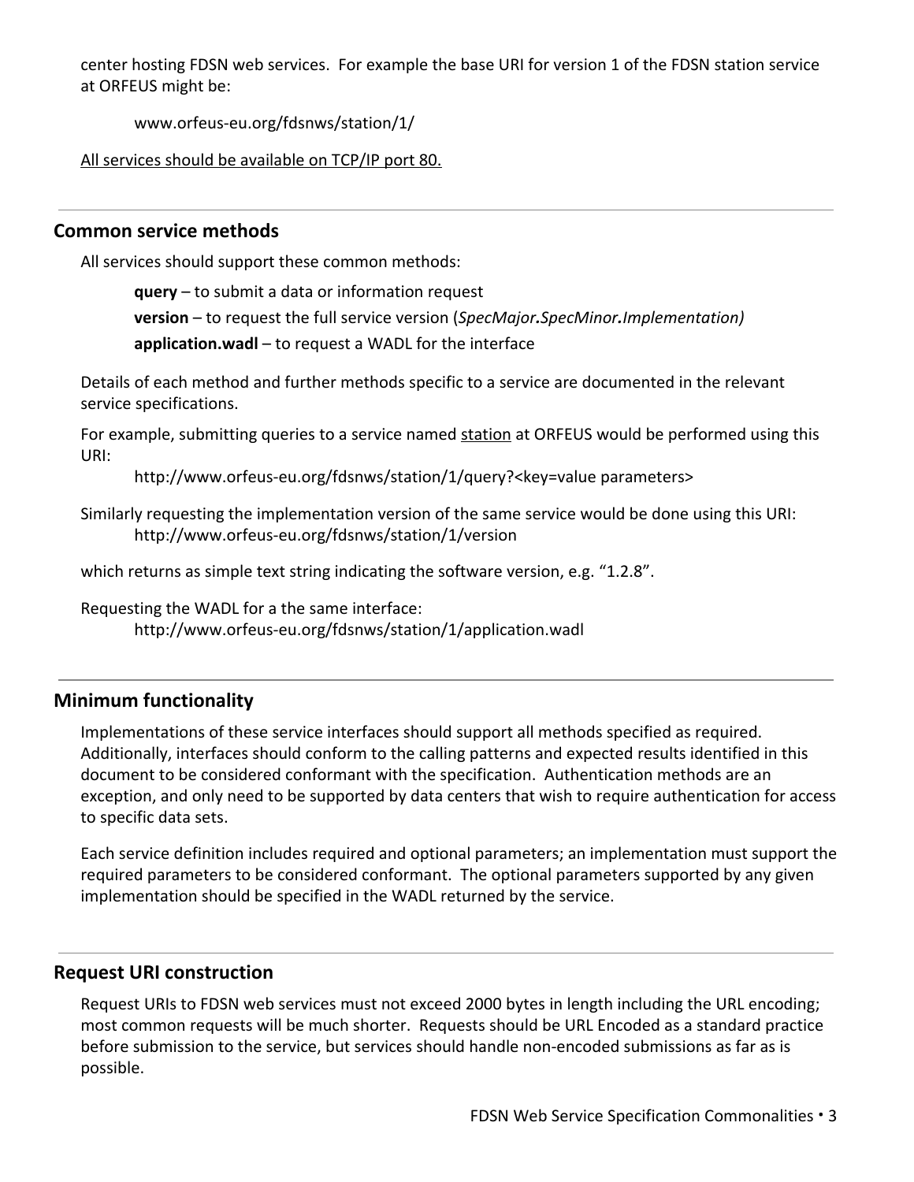center hosting FDSN web services. For example the base URI for version 1 of the FDSN station service at ORFEUS might be:

> www.orfeus-eu.org/fdsnws/station/1/

All services should be available on TCP/IP port 80.

---

## Common service methods

All services should support these common methods:

> **query** – to submit a data or information request
>
> **version** – to request the full service version (*SpecMajor.SpecMinor.Implementation)*
>
> **application.wadl** – to request a WADL for the interface

Details of each method and further methods specific to a service are documented in the relevant service specifications.

For example, submitting queries to a service named station at ORFEUS would be performed using this URI:

> http://www.orfeus-eu.org/fdsnws/station/1/query?<key=value parameters>

Similarly requesting the implementation version of the same service would be done using this URI:

> http://www.orfeus-eu.org/fdsnws/station/1/version

which returns as simple text string indicating the software version, e.g. “1.2.8”.

Requesting the WADL for a the same interface:

> http://www.orfeus-eu.org/fdsnws/station/1/application.wadl

---

## Minimum functionality

Implementations of these service interfaces should support all methods specified as required. Additionally, interfaces should conform to the calling patterns and expected results identified in this document to be considered conformant with the specification. Authentication methods are an exception, and only need to be supported by data centers that wish to require authentication for access to specific data sets.

Each service definition includes required and optional parameters; an implementation must support the required parameters to be considered conformant. The optional parameters supported by any given implementation should be specified in the WADL returned by the service.

---

## Request URI construction

Request URIs to FDSN web services must not exceed 2000 bytes in length including the URL encoding; most common requests will be much shorter. Requests should be URL Encoded as a standard practice before submission to the service, but services should handle non-encoded submissions as far as is possible.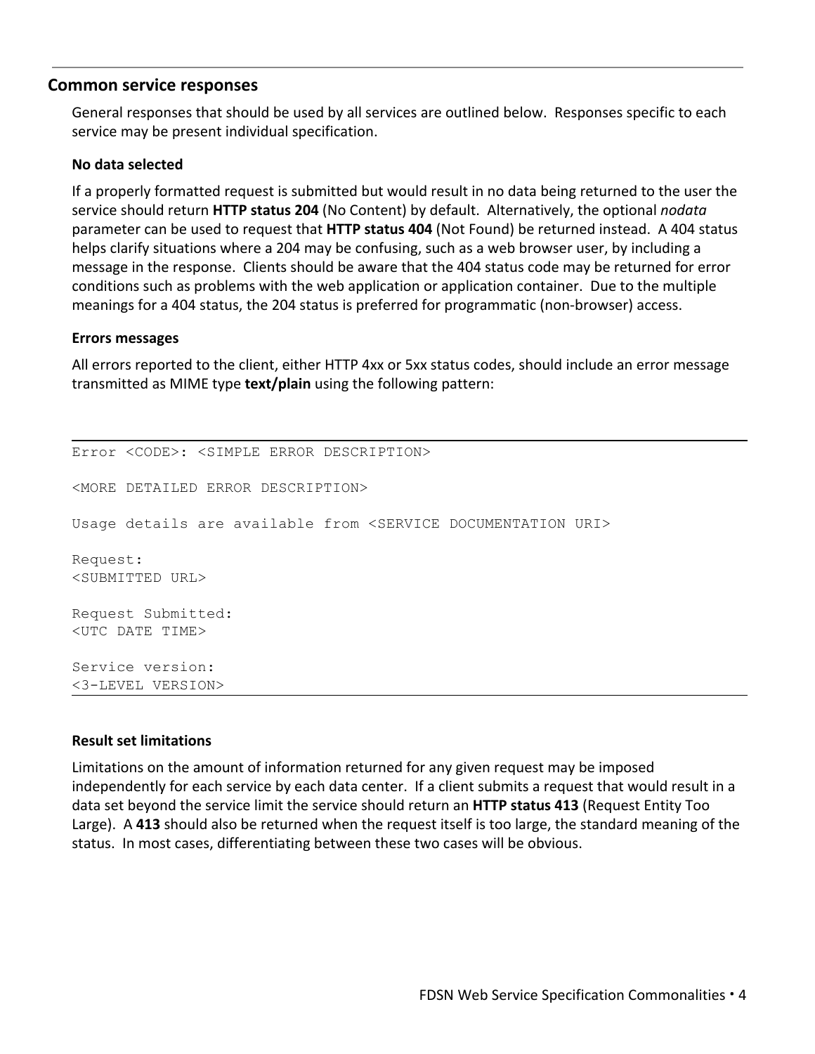## Common service responses

General responses that should be used by all services are outlined below. Responses specific to each service may be present individual specification.

### No data selected

If a properly formatted request is submitted but would result in no data being returned to the user the service should return **HTTP status 204** (No Content) by default. Alternatively, the optional *nodata* parameter can be used to request that **HTTP status 404** (Not Found) be returned instead. A 404 status helps clarify situations where a 204 may be confusing, such as a web browser user, by including a message in the response. Clients should be aware that the 404 status code may be returned for error conditions such as problems with the web application or application container. Due to the multiple meanings for a 404 status, the 204 status is preferred for programmatic (non-browser) access.

### Errors messages

All errors reported to the client, either HTTP 4xx or 5xx status codes, should include an error message transmitted as MIME type **text/plain** using the following pattern:

```
Error <CODE>: <SIMPLE ERROR DESCRIPTION>

<MORE DETAILED ERROR DESCRIPTION>

Usage details are available from <SERVICE DOCUMENTATION URI>

Request:
<SUBMITTED URL>

Request Submitted:
<UTC DATE TIME>

Service version:
<3-LEVEL VERSION>
```

### Result set limitations

Limitations on the amount of information returned for any given request may be imposed independently for each service by each data center. If a client submits a request that would result in a data set beyond the service limit the service should return an **HTTP status 413** (Request Entity Too Large). A **413** should also be returned when the request itself is too large, the standard meaning of the status. In most cases, differentiating between these two cases will be obvious.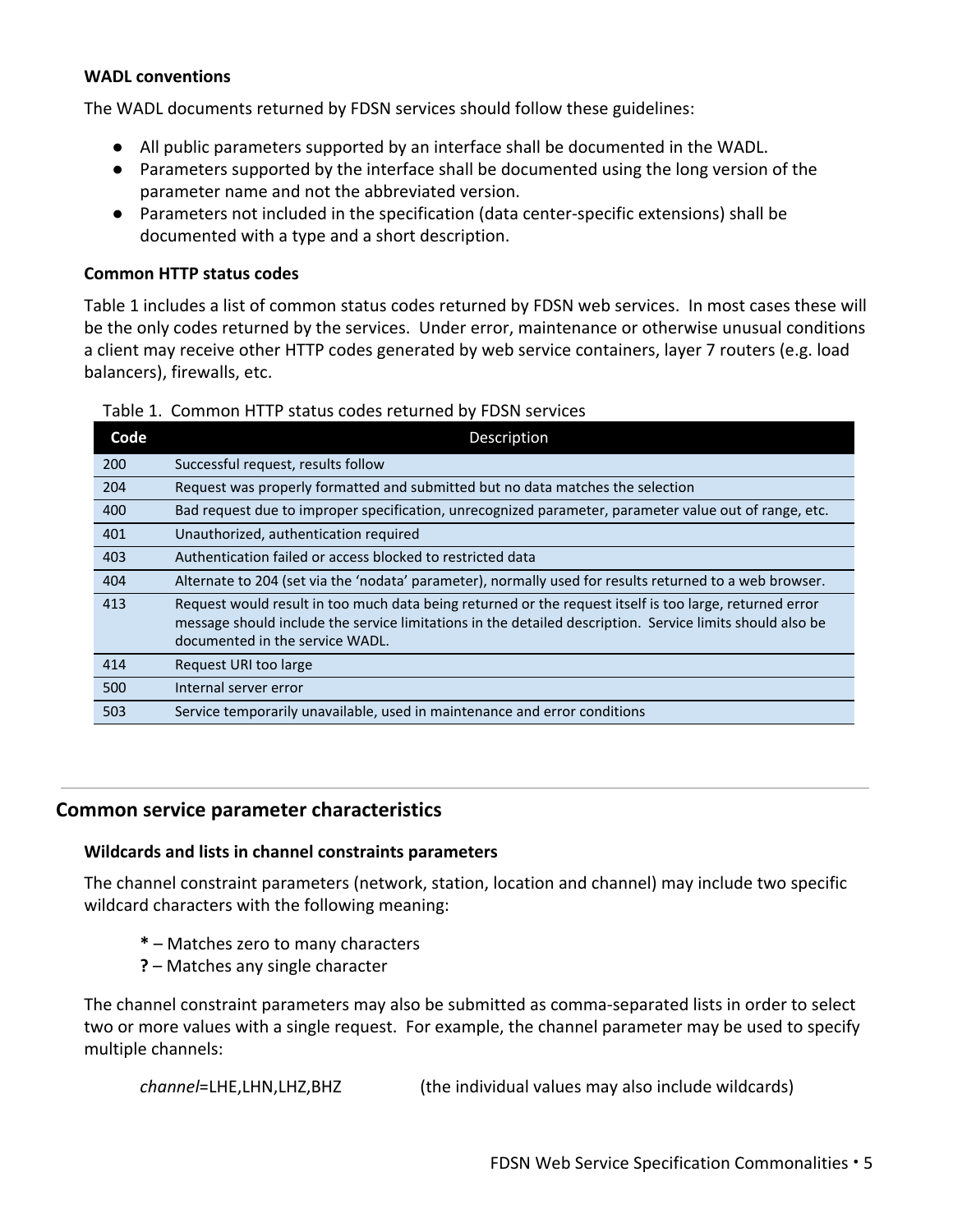### WADL conventions

The WADL documents returned by FDSN services should follow these guidelines:

- All public parameters supported by an interface shall be documented in the WADL.
- Parameters supported by the interface shall be documented using the long version of the parameter name and not the abbreviated version.
- Parameters not included in the specification (data center-specific extensions) shall be documented with a type and a short description.

### Common HTTP status codes

Table 1 includes a list of common status codes returned by FDSN web services. In most cases these will be the only codes returned by the services. Under error, maintenance or otherwise unusual conditions a client may receive other HTTP codes generated by web service containers, layer 7 routers (e.g. load balancers), firewalls, etc.

Table 1. Common HTTP status codes returned by FDSN services

| Code | Description |
|---|---|
| 200 | Successful request, results follow |
| 204 | Request was properly formatted and submitted but no data matches the selection |
| 400 | Bad request due to improper specification, unrecognized parameter, parameter value out of range, etc. |
| 401 | Unauthorized, authentication required |
| 403 | Authentication failed or access blocked to restricted data |
| 404 | Alternate to 204 (set via the 'nodata' parameter), normally used for results returned to a web browser. |
| 413 | Request would result in too much data being returned or the request itself is too large, returned error message should include the service limitations in the detailed description. Service limits should also be documented in the service WADL. |
| 414 | Request URI too large |
| 500 | Internal server error |
| 503 | Service temporarily unavailable, used in maintenance and error conditions |

## Common service parameter characteristics

### Wildcards and lists in channel constraints parameters

The channel constraint parameters (network, station, location and channel) may include two specific wildcard characters with the following meaning:

**\*** – Matches zero to many characters
**?** – Matches any single character

The channel constraint parameters may also be submitted as comma-separated lists in order to select two or more values with a single request. For example, the channel parameter may be used to specify multiple channels:

*channel*=LHE,LHN,LHZ,BHZ (the individual values may also include wildcards)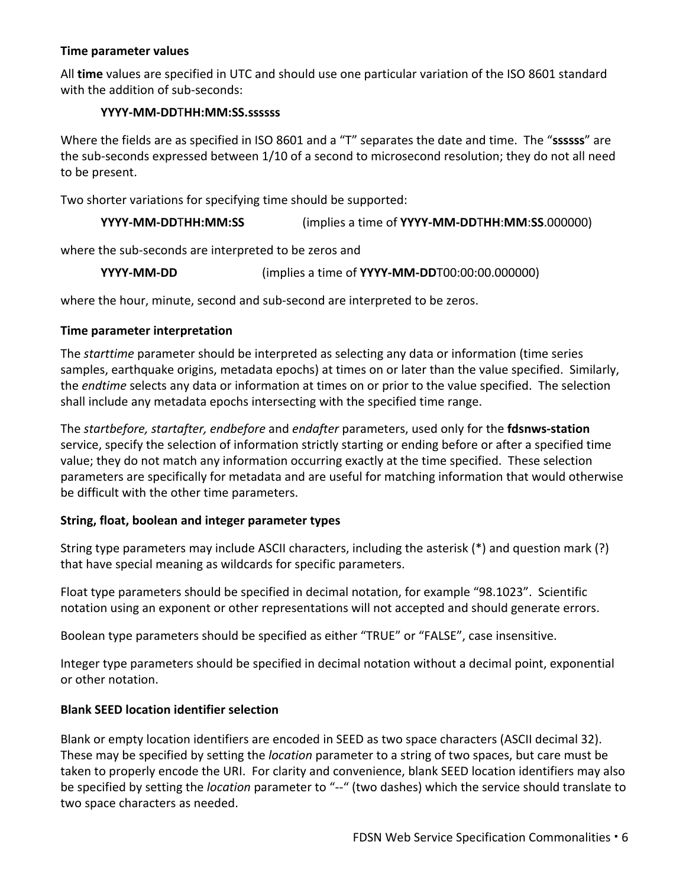**Time parameter values**

All **time** values are specified in UTC and should use one particular variation of the ISO 8601 standard with the addition of sub-seconds:

**YYYY-MM-DD**T**HH:MM:SS.ssssss**

Where the fields are as specified in ISO 8601 and a "T" separates the date and time. The "**ssssss**" are the sub-seconds expressed between 1/10 of a second to microsecond resolution; they do not all need to be present.

Two shorter variations for specifying time should be supported:

**YYYY-MM-DD**T**HH:MM:SS** (implies a time of **YYYY-MM-DD**T**HH**:**MM**:**SS**.000000)

where the sub-seconds are interpreted to be zeros and

**YYYY-MM-DD** (implies a time of **YYYY-MM-DD**T00:00:00.000000)

where the hour, minute, second and sub-second are interpreted to be zeros.

**Time parameter interpretation**

The *starttime* parameter should be interpreted as selecting any data or information (time series samples, earthquake origins, metadata epochs) at times on or later than the value specified. Similarly, the *endtime* selects any data or information at times on or prior to the value specified. The selection shall include any metadata epochs intersecting with the specified time range.

The *startbefore, startafter, endbefore* and *endafter* parameters, used only for the **fdsnws-station** service, specify the selection of information strictly starting or ending before or after a specified time value; they do not match any information occurring exactly at the time specified. These selection parameters are specifically for metadata and are useful for matching information that would otherwise be difficult with the other time parameters.

**String, float, boolean and integer parameter types**

String type parameters may include ASCII characters, including the asterisk (*) and question mark (?) that have special meaning as wildcards for specific parameters.

Float type parameters should be specified in decimal notation, for example "98.1023". Scientific notation using an exponent or other representations will not accepted and should generate errors.

Boolean type parameters should be specified as either "TRUE" or "FALSE", case insensitive.

Integer type parameters should be specified in decimal notation without a decimal point, exponential or other notation.

**Blank SEED location identifier selection**

Blank or empty location identifiers are encoded in SEED as two space characters (ASCII decimal 32). These may be specified by setting the *location* parameter to a string of two spaces, but care must be taken to properly encode the URI. For clarity and convenience, blank SEED location identifiers may also be specified by setting the *location* parameter to "--" (two dashes) which the service should translate to two space characters as needed.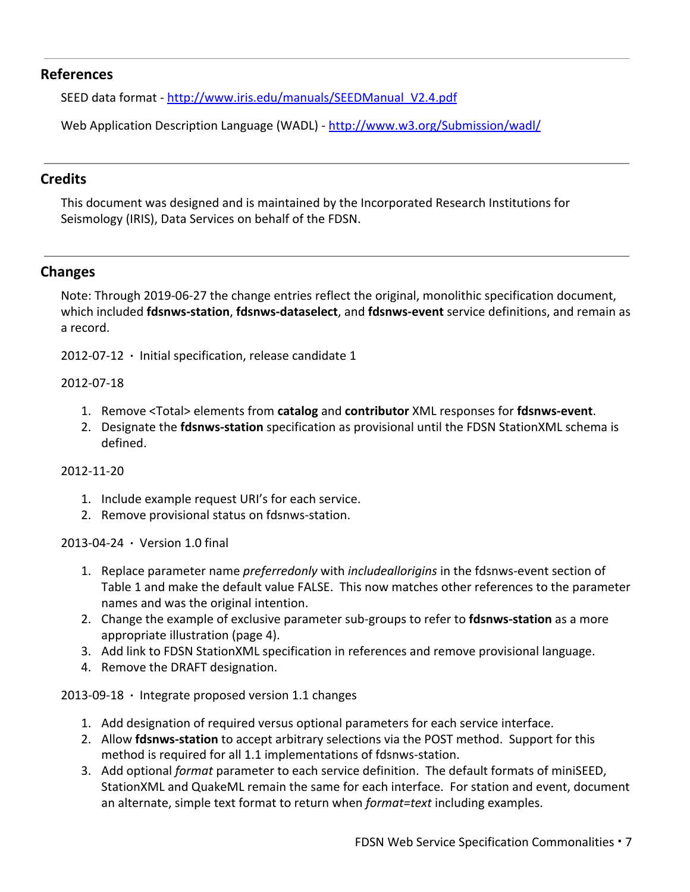## References

SEED data format - http://www.iris.edu/manuals/SEEDManual_V2.4.pdf

Web Application Description Language (WADL) - http://www.w3.org/Submission/wadl/

## Credits

This document was designed and is maintained by the Incorporated Research Institutions for Seismology (IRIS), Data Services on behalf of the FDSN.

## Changes

Note: Through 2019-06-27 the change entries reflect the original, monolithic specification document, which included **fdsnws-station**, **fdsnws-dataselect**, and **fdsnws-event** service definitions, and remain as a record.

2012-07-12 · Initial specification, release candidate 1

2012-07-18

1. Remove <Total> elements from **catalog** and **contributor** XML responses for **fdsnws-event**.
2. Designate the **fdsnws-station** specification as provisional until the FDSN StationXML schema is defined.

2012-11-20

1. Include example request URI's for each service.
2. Remove provisional status on fdsnws-station.

2013-04-24 · Version 1.0 final

1. Replace parameter name *preferredonly* with *includeallorigins* in the fdsnws-event section of Table 1 and make the default value FALSE. This now matches other references to the parameter names and was the original intention.
2. Change the example of exclusive parameter sub-groups to refer to **fdsnws-station** as a more appropriate illustration (page 4).
3. Add link to FDSN StationXML specification in references and remove provisional language.
4. Remove the DRAFT designation.

2013-09-18 · Integrate proposed version 1.1 changes

1. Add designation of required versus optional parameters for each service interface.
2. Allow **fdsnws-station** to accept arbitrary selections via the POST method. Support for this method is required for all 1.1 implementations of fdsnws-station.
3. Add optional *format* parameter to each service definition. The default formats of miniSEED, StationXML and QuakeML remain the same for each interface. For station and event, document an alternate, simple text format to return when *format=text* including examples.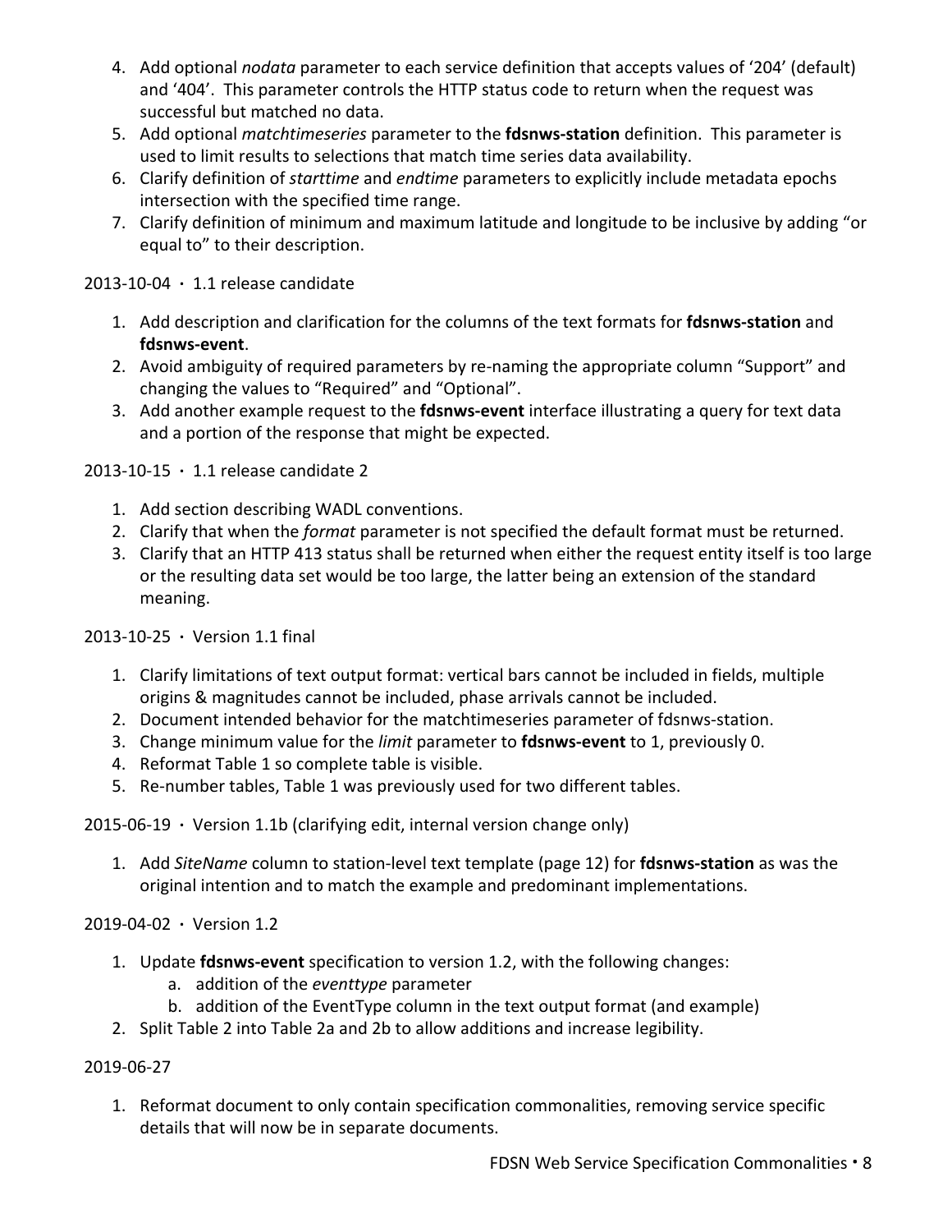4. Add optional *nodata* parameter to each service definition that accepts values of ‘204’ (default) and ‘404’. This parameter controls the HTTP status code to return when the request was successful but matched no data.
5. Add optional *matchtimeseries* parameter to the **fdsnws-station** definition. This parameter is used to limit results to selections that match time series data availability.
6. Clarify definition of *starttime* and *endtime* parameters to explicitly include metadata epochs intersection with the specified time range.
7. Clarify definition of minimum and maximum latitude and longitude to be inclusive by adding “or equal to” to their description.

2013-10-04 · 1.1 release candidate

1. Add description and clarification for the columns of the text formats for **fdsnws-station** and **fdsnws-event**.
2. Avoid ambiguity of required parameters by re-naming the appropriate column “Support” and changing the values to “Required” and “Optional”.
3. Add another example request to the **fdsnws-event** interface illustrating a query for text data and a portion of the response that might be expected.

2013-10-15 · 1.1 release candidate 2

1. Add section describing WADL conventions.
2. Clarify that when the *format* parameter is not specified the default format must be returned.
3. Clarify that an HTTP 413 status shall be returned when either the request entity itself is too large or the resulting data set would be too large, the latter being an extension of the standard meaning.

2013-10-25 · Version 1.1 final

1. Clarify limitations of text output format: vertical bars cannot be included in fields, multiple origins & magnitudes cannot be included, phase arrivals cannot be included.
2. Document intended behavior for the matchtimeseries parameter of fdsnws-station.
3. Change minimum value for the *limit* parameter to **fdsnws-event** to 1, previously 0.
4. Reformat Table 1 so complete table is visible.
5. Re-number tables, Table 1 was previously used for two different tables.

2015-06-19 · Version 1.1b (clarifying edit, internal version change only)

1. Add *SiteName* column to station-level text template (page 12) for **fdsnws-station** as was the original intention and to match the example and predominant implementations.

2019-04-02 · Version 1.2

1. Update **fdsnws-event** specification to version 1.2, with the following changes:
   a. addition of the *eventtype* parameter
   b. addition of the EventType column in the text output format (and example)
2. Split Table 2 into Table 2a and 2b to allow additions and increase legibility.

2019-06-27

1. Reformat document to only contain specification commonalities, removing service specific details that will now be in separate documents.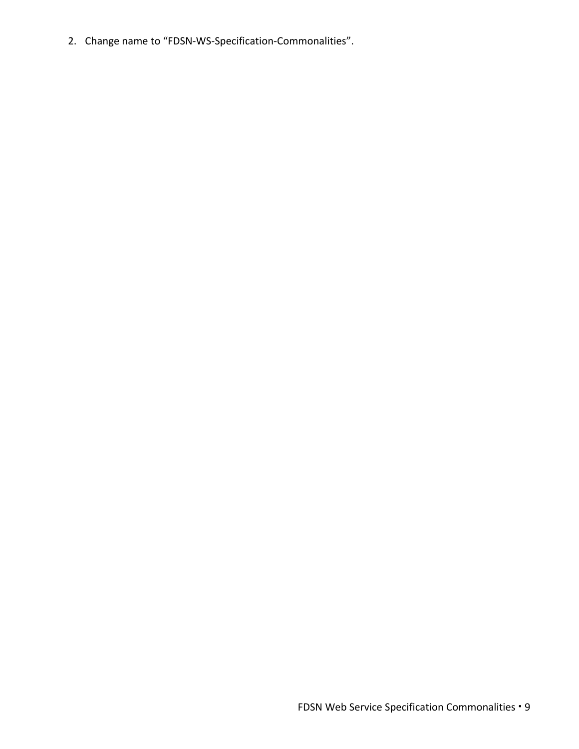2. Change name to “FDSN-WS-Specification-Commonalities”.